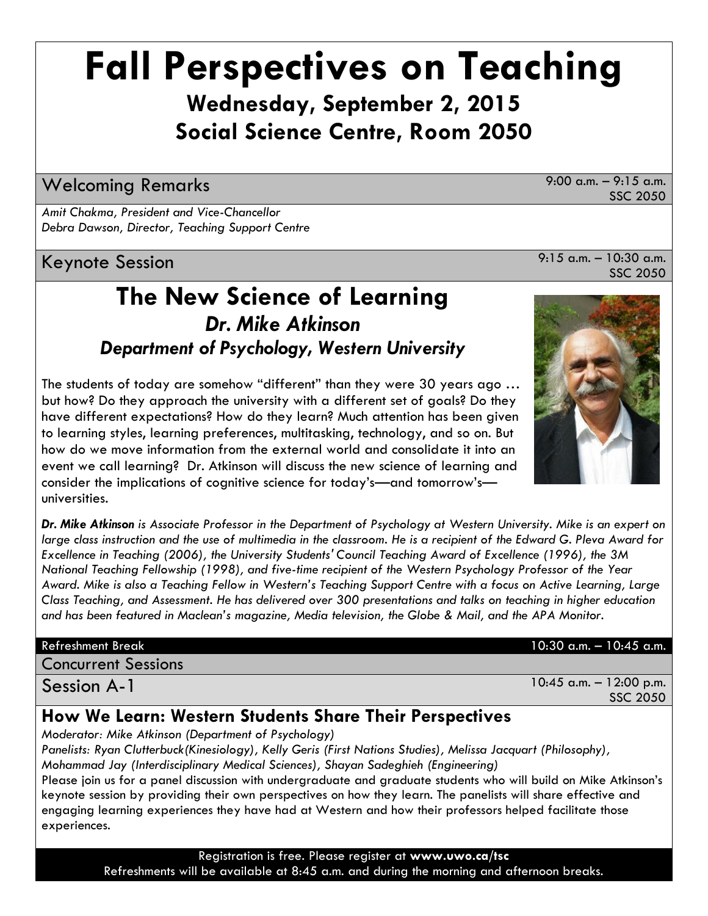# Fall Perspectives on Teaching

## Wednesday, September 2, 2015
## Social Science Centre, Room 2050

### Welcoming Remarks

9:00 a.m. – 9:15 a.m.
SSC 2050

*Amit Chakma, President and Vice-Chancellor*
*Debra Dawson, Director, Teaching Support Centre*

### Keynote Session

9:15 a.m. – 10:30 a.m.
SSC 2050

## The New Science of Learning
### *Dr. Mike Atkinson*
### *Department of Psychology, Western University*

The students of today are somehow "different" than they were 30 years ago … but how? Do they approach the university with a different set of goals? Do they have different expectations? How do they learn? Much attention has been given to learning styles, learning preferences, multitasking, technology, and so on. But how do we move information from the external world and consolidate it into an event we call learning? Dr. Atkinson will discuss the new science of learning and consider the implications of cognitive science for today's—and tomorrow's—universities.

***Dr. Mike Atkinson*** *is Associate Professor in the Department of Psychology at Western University. Mike is an expert on large class instruction and the use of multimedia in the classroom. He is a recipient of the Edward G. Pleva Award for Excellence in Teaching (2006), the University Students' Council Teaching Award of Excellence (1996), the 3M National Teaching Fellowship (1998), and five-time recipient of the Western Psychology Professor of the Year Award. Mike is also a Teaching Fellow in Western's Teaching Support Centre with a focus on Active Learning, Large Class Teaching, and Assessment. He has delivered over 300 presentations and talks on teaching in higher education and has been featured in Maclean's magazine, Media television, the Globe & Mail, and the APA Monitor.*

**Refreshment Break** 10:30 a.m. – 10:45 a.m.

### Concurrent Sessions

### Session A-1

10:45 a.m. – 12:00 p.m.
SSC 2050

### How We Learn: Western Students Share Their Perspectives

*Moderator: Mike Atkinson (Department of Psychology)*
*Panelists: Ryan Clutterbuck(Kinesiology), Kelly Geris (First Nations Studies), Melissa Jacquart (Philosophy), Mohammad Jay (Interdisciplinary Medical Sciences), Shayan Sadeghieh (Engineering)*

Please join us for a panel discussion with undergraduate and graduate students who will build on Mike Atkinson's keynote session by providing their own perspectives on how they learn. The panelists will share effective and engaging learning experiences they have had at Western and how their professors helped facilitate those experiences.

Registration is free. Please register at **www.uwo.ca/tsc**
Refreshments will be available at 8:45 a.m. and during the morning and afternoon breaks.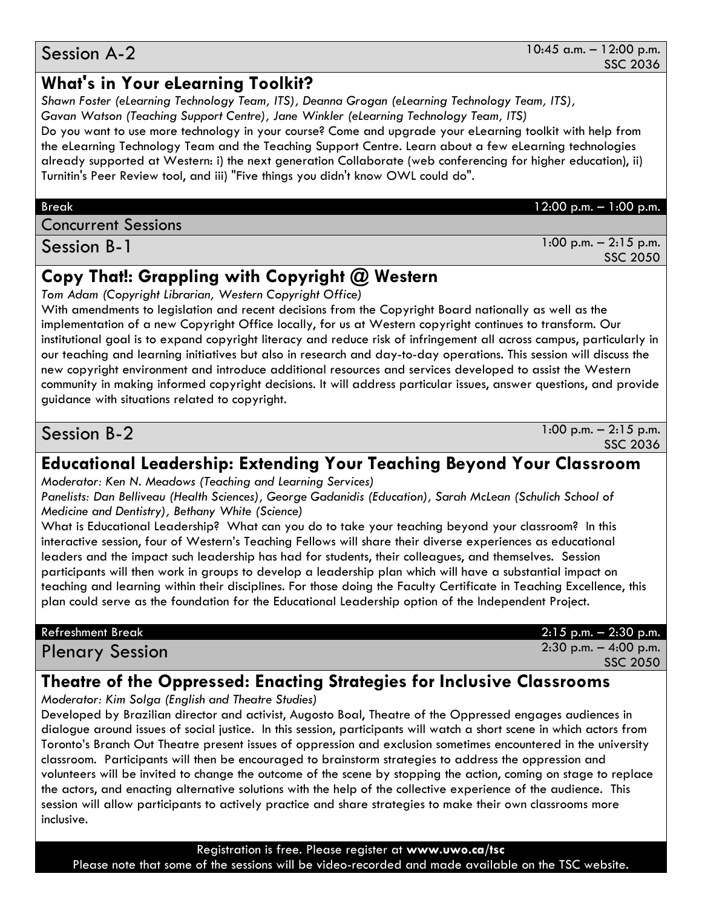## Session A-2

10:45 a.m. – 12:00 p.m.
SSC 2036

### What's in Your eLearning Toolkit?

*Shawn Foster (eLearning Technology Team, ITS), Deanna Grogan (eLearning Technology Team, ITS), Gavan Watson (Teaching Support Centre), Jane Winkler (eLearning Technology Team, ITS)*

Do you want to use more technology in your course? Come and upgrade your eLearning toolkit with help from the eLearning Technology Team and the Teaching Support Centre. Learn about a few eLearning technologies already supported at Western: i) the next generation Collaborate (web conferencing for higher education), ii) Turnitin's Peer Review tool, and iii) "Five things you didn't know OWL could do".

**Break** 12:00 p.m. – 1:00 p.m.

## Concurrent Sessions

## Session B-1

1:00 p.m. – 2:15 p.m.
SSC 2050

### Copy That!: Grappling with Copyright @ Western

*Tom Adam (Copyright Librarian, Western Copyright Office)*

With amendments to legislation and recent decisions from the Copyright Board nationally as well as the implementation of a new Copyright Office locally, for us at Western copyright continues to transform. Our institutional goal is to expand copyright literacy and reduce risk of infringement all across campus, particularly in our teaching and learning initiatives but also in research and day-to-day operations. This session will discuss the new copyright environment and introduce additional resources and services developed to assist the Western community in making informed copyright decisions. It will address particular issues, answer questions, and provide guidance with situations related to copyright.

## Session B-2

1:00 p.m. – 2:15 p.m.
SSC 2036

### Educational Leadership: Extending Your Teaching Beyond Your Classroom

*Moderator: Ken N. Meadows (Teaching and Learning Services)*

*Panelists: Dan Belliveau (Health Sciences), George Gadanidis (Education), Sarah McLean (Schulich School of Medicine and Dentistry), Bethany White (Science)*

What is Educational Leadership? What can you do to take your teaching beyond your classroom? In this interactive session, four of Western's Teaching Fellows will share their diverse experiences as educational leaders and the impact such leadership has had for students, their colleagues, and themselves. Session participants will then work in groups to develop a leadership plan which will have a substantial impact on teaching and learning within their disciplines. For those doing the Faculty Certificate in Teaching Excellence, this plan could serve as the foundation for the Educational Leadership option of the Independent Project.

**Refreshment Break** 2:15 p.m. – 2:30 p.m.

## Plenary Session

2:30 p.m. – 4:00 p.m.
SSC 2050

### Theatre of the Oppressed: Enacting Strategies for Inclusive Classrooms

*Moderator: Kim Solga (English and Theatre Studies)*

Developed by Brazilian director and activist, Augosto Boal, Theatre of the Oppressed engages audiences in dialogue around issues of social justice. In this session, participants will watch a short scene in which actors from Toronto's Branch Out Theatre present issues of oppression and exclusion sometimes encountered in the university classroom. Participants will then be encouraged to brainstorm strategies to address the oppression and volunteers will be invited to change the outcome of the scene by stopping the action, coming on stage to replace the actors, and enacting alternative solutions with the help of the collective experience of the audience. This session will allow participants to actively practice and share strategies to make their own classrooms more inclusive.

Registration is free. Please register at **www.uwo.ca/tsc**

Please note that some of the sessions will be video-recorded and made available on the TSC website.